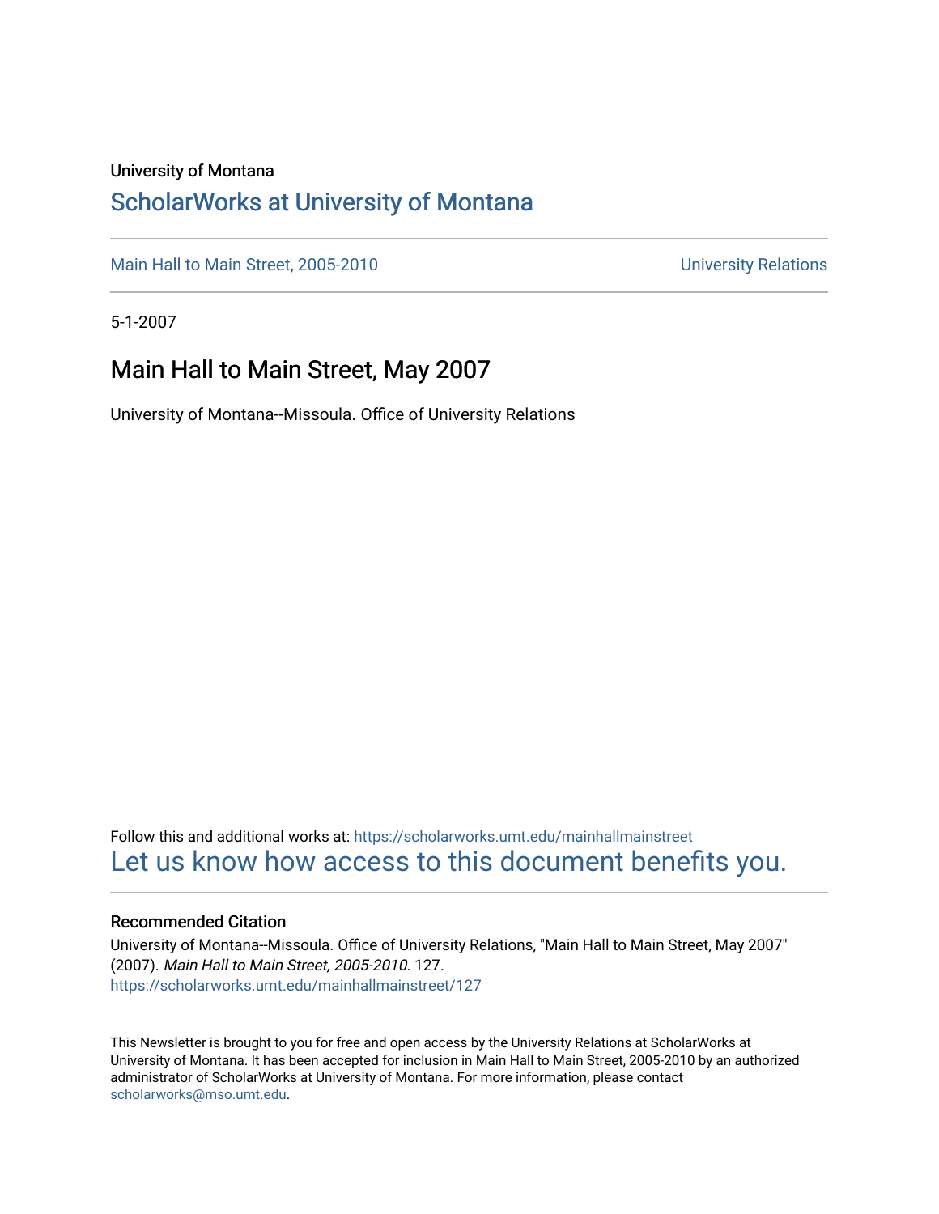University of Montana

# ScholarWorks at University of Montana

Main Hall to Main Street, 2005-2010 | University Relations

5-1-2007

## Main Hall to Main Street, May 2007

University of Montana--Missoula. Office of University Relations

Follow this and additional works at: https://scholarworks.umt.edu/mainhallmainstreet

Let us know how access to this document benefits you.

### Recommended Citation

University of Montana--Missoula. Office of University Relations, "Main Hall to Main Street, May 2007" (2007). *Main Hall to Main Street, 2005-2010*. 127.
https://scholarworks.umt.edu/mainhallmainstreet/127

This Newsletter is brought to you for free and open access by the University Relations at ScholarWorks at University of Montana. It has been accepted for inclusion in Main Hall to Main Street, 2005-2010 by an authorized administrator of ScholarWorks at University of Montana. For more information, please contact scholarworks@mso.umt.edu.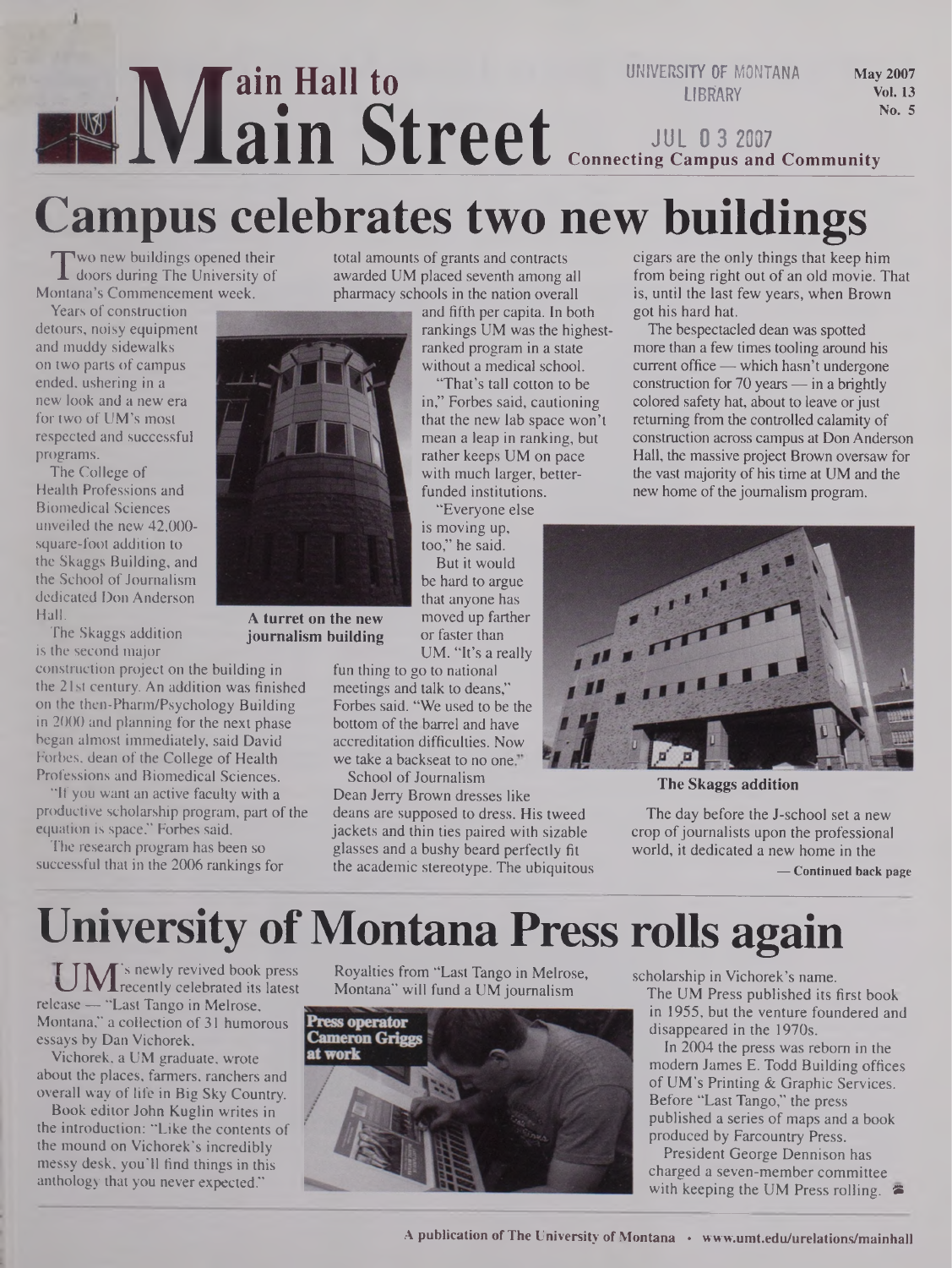# Main Hall to Main Street

UNIVERSITY OF MONTANA LIBRARY

JUL 03 2007

May 2007
Vol. 13
No. 5

Connecting Campus and Community

# Campus celebrates two new buildings

Two new buildings opened their doors during The University of Montana's Commencement week.

Years of construction detours, noisy equipment and muddy sidewalks on two parts of campus ended, ushering in a new look and a new era for two of UM's most respected and successful programs.

The College of Health Professions and Biomedical Sciences unveiled the new 42,000-square-foot addition to the Skaggs Building, and the School of Journalism dedicated Don Anderson Hall.

A turret on the new journalism building

The Skaggs addition is the second major construction project on the building in the 21st century. An addition was finished on the then-Pharm/Psychology Building in 2000 and planning for the next phase began almost immediately, said David Forbes, dean of the College of Health Professions and Biomedical Sciences.

"If you want an active faculty with a productive scholarship program, part of the equation is space," Forbes said.

The research program has been so successful that in the 2006 rankings for total amounts of grants and contracts awarded UM placed seventh among all pharmacy schools in the nation overall and fifth per capita. In both rankings UM was the highest-ranked program in a state without a medical school.

"That's tall cotton to be in," Forbes said, cautioning that the new lab space won't mean a leap in ranking, but rather keeps UM on pace with much larger, better-funded institutions.

"Everyone else is moving up, too," he said.

But it would be hard to argue that anyone has moved up farther or faster than UM. "It's a really fun thing to go to national meetings and talk to deans," Forbes said. "We used to be the bottom of the barrel and have accreditation difficulties. Now we take a backseat to no one."

School of Journalism Dean Jerry Brown dresses like deans are supposed to dress. His tweed jackets and thin ties paired with sizable glasses and a bushy beard perfectly fit the academic stereotype. The ubiquitous cigars are the only things that keep him from being right out of an old movie. That is, until the last few years, when Brown got his hard hat.

The bespectacled dean was spotted more than a few times tooling around his current office — which hasn't undergone construction for 70 years — in a brightly colored safety hat, about to leave or just returning from the controlled calamity of construction across campus at Don Anderson Hall, the massive project Brown oversaw for the vast majority of his time at UM and the new home of the journalism program.

The Skaggs addition

The day before the J-school set a new crop of journalists upon the professional world, it dedicated a new home in the

— Continued back page

# University of Montana Press rolls again

UM's newly revived book press recently celebrated its latest release — "Last Tango in Melrose, Montana," a collection of 31 humorous essays by Dan Vichorek.

Vichorek, a UM graduate, wrote about the places, farmers, ranchers and overall way of life in Big Sky Country.

Book editor John Kuglin writes in the introduction: "Like the contents of the mound on Vichorek's incredibly messy desk, you'll find things in this anthology that you never expected."

Royalties from "Last Tango in Melrose, Montana" will fund a UM journalism scholarship in Vichorek's name.

Press operator Cameron Griggs at work

The UM Press published its first book in 1955, but the venture foundered and disappeared in the 1970s.

In 2004 the press was reborn in the modern James E. Todd Building offices of UM's Printing & Graphic Services. Before "Last Tango," the press published a series of maps and a book produced by Farcountry Press.

President George Dennison has charged a seven-member committee with keeping the UM Press rolling.

A publication of The University of Montana • www.umt.edu/urelations/mainhall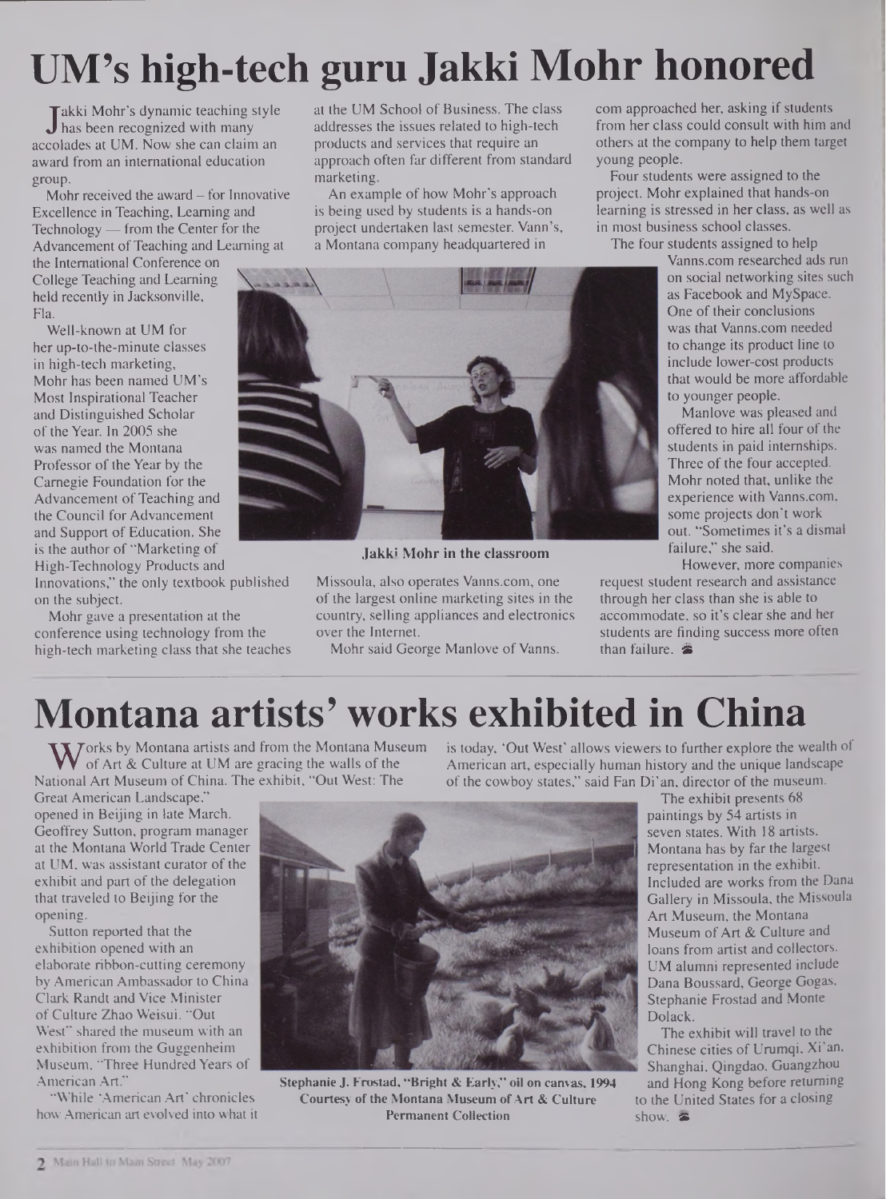# UM's high-tech guru Jakki Mohr honored

Jakki Mohr's dynamic teaching style has been recognized with many accolades at UM. Now she can claim an award from an international education group.

Mohr received the award – for Innovative Excellence in Teaching, Learning and Technology — from the Center for the Advancement of Teaching and Learning at the International Conference on College Teaching and Learning held recently in Jacksonville, Fla.

Well-known at UM for her up-to-the-minute classes in high-tech marketing, Mohr has been named UM's Most Inspirational Teacher and Distinguished Scholar of the Year. In 2005 she was named the Montana Professor of the Year by the Carnegie Foundation for the Advancement of Teaching and the Council for Advancement and Support of Education. She is the author of "Marketing of High-Technology Products and Innovations," the only textbook published on the subject.

Mohr gave a presentation at the conference using technology from the high-tech marketing class that she teaches at the UM School of Business. The class addresses the issues related to high-tech products and services that require an approach often far different from standard marketing.

An example of how Mohr's approach is being used by students is a hands-on project undertaken last semester. Vann's, a Montana company headquartered in Missoula, also operates Vanns.com, one of the largest online marketing sites in the country, selling appliances and electronics over the Internet.

Jakki Mohr in the classroom

Mohr said George Manlove of Vanns.com approached her, asking if students from her class could consult with him and others at the company to help them target young people.

Four students were assigned to the project. Mohr explained that hands-on learning is stressed in her class, as well as in most business school classes.

The four students assigned to help Vanns.com researched ads run on social networking sites such as Facebook and MySpace. One of their conclusions was that Vanns.com needed to change its product line to include lower-cost products that would be more affordable to younger people.

Manlove was pleased and offered to hire all four of the students in paid internships. Three of the four accepted. Mohr noted that, unlike the experience with Vanns.com, some projects don't work out. "Sometimes it's a dismal failure," she said.

However, more companies request student research and assistance through her class than she is able to accommodate, so it's clear she and her students are finding success more often than failure.

# Montana artists' works exhibited in China

Works by Montana artists and from the Montana Museum of Art & Culture at UM are gracing the walls of the National Art Museum of China. The exhibit, "Out West: The Great American Landscape," opened in Beijing in late March. Geoffrey Sutton, program manager at the Montana World Trade Center at UM, was assistant curator of the exhibit and part of the delegation that traveled to Beijing for the opening.

Sutton reported that the exhibition opened with an elaborate ribbon-cutting ceremony by American Ambassador to China Clark Randt and Vice Minister of Culture Zhao Weisui. "Out West" shared the museum with an exhibition from the Guggenheim Museum, "Three Hundred Years of American Art."

"While 'American Art' chronicles how American art evolved into what it is today, 'Out West' allows viewers to further explore the wealth of American art, especially human history and the unique landscape of the cowboy states," said Fan Di'an, director of the museum.

Stephanie J. Frostad, "Bright & Early," oil on canvas, 1994
Courtesy of the Montana Museum of Art & Culture Permanent Collection

The exhibit presents 68 paintings by 54 artists in seven states. With 18 artists, Montana has by far the largest representation in the exhibit. Included are works from the Dana Gallery in Missoula, the Missoula Art Museum, the Montana Museum of Art & Culture and loans from artist and collectors. UM alumni represented include Dana Boussard, George Gogas, Stephanie Frostad and Monte Dolack.

The exhibit will travel to the Chinese cities of Urumqi, Xi'an, Shanghai, Qingdao, Guangzhou and Hong Kong before returning to the United States for a closing show.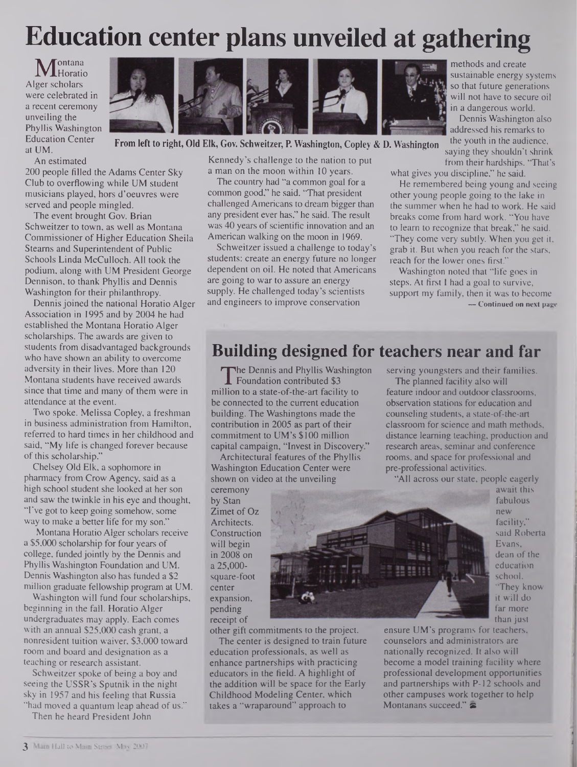# Education center plans unveiled at gathering

From left to right, Old Elk, Gov. Schweitzer, P. Washington, Copley & D. Washington

Montana Horatio Alger scholars were celebrated in a recent ceremony unveiling the Phyllis Washington Education Center at UM.

An estimated 200 people filled the Adams Center Sky Club to overflowing while UM student musicians played, hors d'oeuvres were served and people mingled.

The event brought Gov. Brian Schweitzer to town, as well as Montana Commissioner of Higher Education Sheila Stearns and Superintendent of Public Schools Linda McCulloch. All took the podium, along with UM President George Dennison, to thank Phyllis and Dennis Washington for their philanthropy.

Dennis joined the national Horatio Alger Association in 1995 and by 2004 he had established the Montana Horatio Alger scholarships. The awards are given to students from disadvantaged backgrounds who have shown an ability to overcome adversity in their lives. More than 120 Montana students have received awards since that time and many of them were in attendance at the event.

Two spoke. Melissa Copley, a freshman in business administration from Hamilton, referred to hard times in her childhood and said, "My life is changed forever because of this scholarship."

Chelsey Old Elk, a sophomore in pharmacy from Crow Agency, said as a high school student she looked at her son and saw the twinkle in his eye and thought, "I've got to keep going somehow, some way to make a better life for my son."

Montana Horatio Alger scholars receive a $5,000 scholarship for four years of college, funded jointly by the Dennis and Phyllis Washington Foundation and UM. Dennis Washington also has funded a $2 million graduate fellowship program at UM.

Washington will fund four scholarships, beginning in the fall. Horatio Alger undergraduates may apply. Each comes with an annual $25,000 cash grant, a nonresident tuition waiver, $3,000 toward room and board and designation as a teaching or research assistant.

Schweitzer spoke of being a boy and seeing the USSR's Sputnik in the night sky in 1957 and his feeling that Russia "had moved a quantum leap ahead of us."

Then he heard President John Kennedy's challenge to the nation to put a man on the moon within 10 years.

The country had "a common goal for a common good," he said. "That president challenged Americans to dream bigger than any president ever has," he said. The result was 40 years of scientific innovation and an American walking on the moon in 1969.

Schweitzer issued a challenge to today's students: create an energy future no longer dependent on oil. He noted that Americans are going to war to assure an energy supply. He challenged today's scientists and engineers to improve conservation methods and create sustainable energy systems so that future generations will not have to secure oil in a dangerous world.

Dennis Washington also addressed his remarks to the youth in the audience, saying they shouldn't shrink from their hardships. "That's what gives you discipline," he said.

He remembered being young and seeing other young people going to the lake in the summer when he had to work. He said breaks come from hard work. "You have to learn to recognize that break," he said. "They come very subtly. When you get it, grab it. But when you reach for the stars, reach for the lower ones first."

Washington noted that "life goes in steps. At first I had a goal to survive, support my family, then it was to become

— Continued on next page

## Building designed for teachers near and far

The Dennis and Phyllis Washington Foundation contributed $3 million to a state-of-the-art facility to be connected to the current education building. The Washingtons made the contribution in 2005 as part of their commitment to UM's $100 million capital campaign, "Invest in Discovery."

Architectural features of the Phyllis Washington Education Center were shown on video at the unveiling ceremony by Stan Zimet of Oz Architects. Construction will begin in 2008 on a 25,000-square-foot center expansion, pending receipt of other gift commitments to the project.

The center is designed to train future education professionals, as well as enhance partnerships with practicing educators in the field. A highlight of the addition will be space for the Early Childhood Modeling Center, which takes a "wraparound" approach to serving youngsters and their families.

The planned facility also will feature indoor and outdoor classrooms, observation stations for education and counseling students, a state-of-the-art classroom for science and math methods, distance learning teaching, production and research areas, seminar and conference rooms, and space for professional and pre-professional activities.

"All across our state, people eagerly await this fabulous new facility," said Roberta Evans, dean of the education school. "They know it will do far more than just ensure UM's programs for teachers, counselors and administrators are nationally recognized. It also will become a model training facility where professional development opportunities and partnerships with P-12 schools and other campuses work together to help Montanans succeed."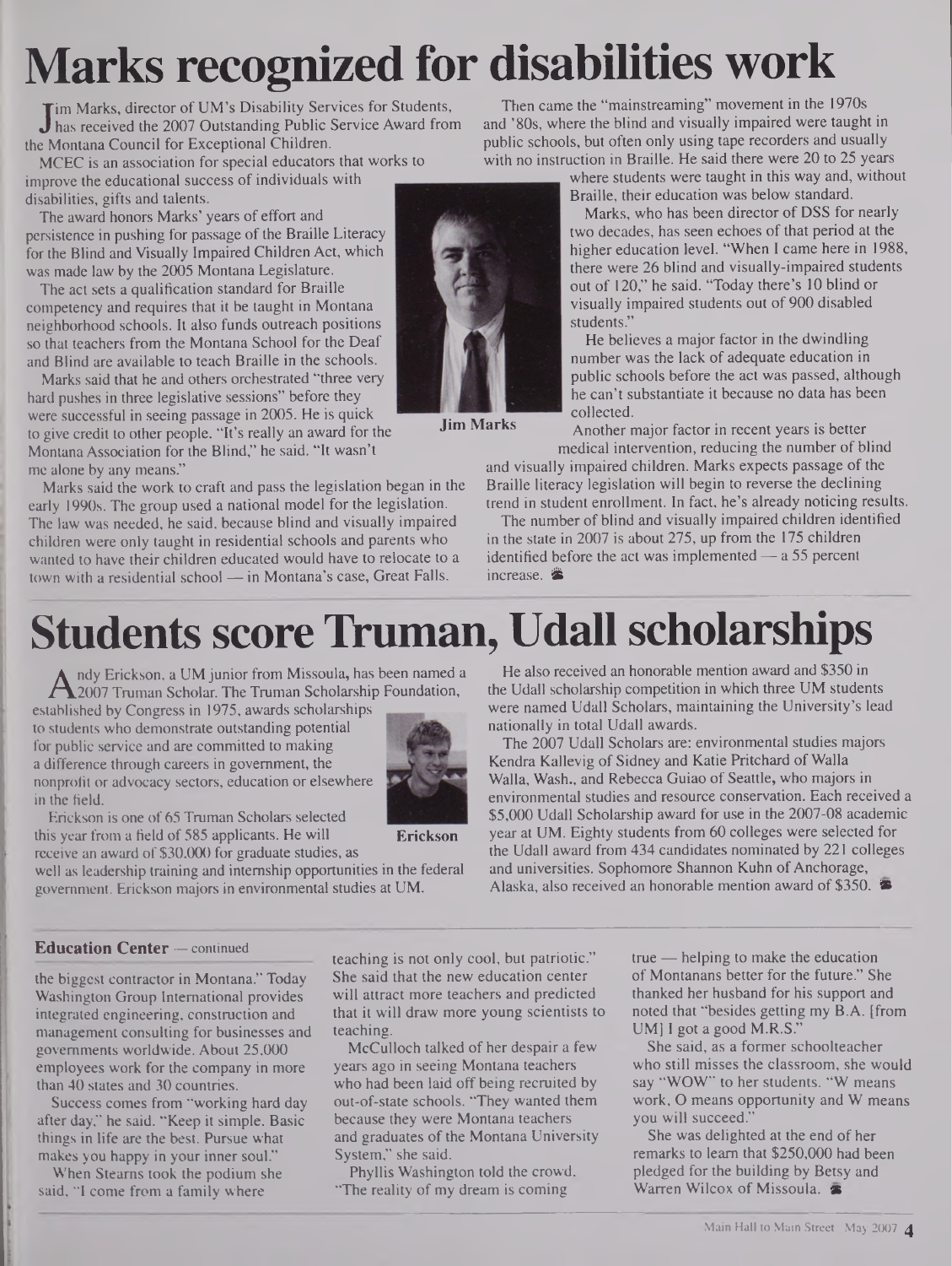# Marks recognized for disabilities work

Jim Marks, director of UM's Disability Services for Students, has received the 2007 Outstanding Public Service Award from the Montana Council for Exceptional Children.

MCEC is an association for special educators that works to improve the educational success of individuals with disabilities, gifts and talents.

The award honors Marks' years of effort and persistence in pushing for passage of the Braille Literacy for the Blind and Visually Impaired Children Act, which was made law by the 2005 Montana Legislature.

The act sets a qualification standard for Braille competency and requires that it be taught in Montana neighborhood schools. It also funds outreach positions so that teachers from the Montana School for the Deaf and Blind are available to teach Braille in the schools.

Marks said that he and others orchestrated "three very hard pushes in three legislative sessions" before they were successful in seeing passage in 2005. He is quick to give credit to other people. "It's really an award for the Montana Association for the Blind," he said. "It wasn't me alone by any means."

Marks said the work to craft and pass the legislation began in the early 1990s. The group used a national model for the legislation. The law was needed, he said, because blind and visually impaired children were only taught in residential schools and parents who wanted to have their children educated would have to relocate to a town with a residential school — in Montana's case, Great Falls.

Jim Marks

Then came the "mainstreaming" movement in the 1970s and '80s, where the blind and visually impaired were taught in public schools, but often only using tape recorders and usually with no instruction in Braille. He said there were 20 to 25 years where students were taught in this way and, without Braille, their education was below standard.

Marks, who has been director of DSS for nearly two decades, has seen echoes of that period at the higher education level. "When I came here in 1988, there were 26 blind and visually-impaired students out of 120," he said. "Today there's 10 blind or visually impaired students out of 900 disabled students."

He believes a major factor in the dwindling number was the lack of adequate education in public schools before the act was passed, although he can't substantiate it because no data has been collected.

Another major factor in recent years is better medical intervention, reducing the number of blind and visually impaired children. Marks expects passage of the Braille literacy legislation will begin to reverse the declining trend in student enrollment. In fact, he's already noticing results.

The number of blind and visually impaired children identified in the state in 2007 is about 275, up from the 175 children identified before the act was implemented — a 55 percent increase.

# Students score Truman, Udall scholarships

Andy Erickson, a UM junior from Missoula, has been named a 2007 Truman Scholar. The Truman Scholarship Foundation, established by Congress in 1975, awards scholarships to students who demonstrate outstanding potential for public service and are committed to making a difference through careers in government, the nonprofit or advocacy sectors, education or elsewhere in the field.

Erickson is one of 65 Truman Scholars selected this year from a field of 585 applicants. He will receive an award of $30,000 for graduate studies, as well as leadership training and internship opportunities in the federal government. Erickson majors in environmental studies at UM.

Erickson

He also received an honorable mention award and $350 in the Udall scholarship competition in which three UM students were named Udall Scholars, maintaining the University's lead nationally in total Udall awards.

The 2007 Udall Scholars are: environmental studies majors Kendra Kallevig of Sidney and Katie Pritchard of Walla Walla, Wash., and Rebecca Guiao of Seattle, who majors in environmental studies and resource conservation. Each received a $5,000 Udall Scholarship award for use in the 2007-08 academic year at UM. Eighty students from 60 colleges were selected for the Udall award from 434 candidates nominated by 221 colleges and universities. Sophomore Shannon Kuhn of Anchorage, Alaska, also received an honorable mention award of $350.

**Education Center** — continued

the biggest contractor in Montana." Today Washington Group International provides integrated engineering, construction and management consulting for businesses and governments worldwide. About 25,000 employees work for the company in more than 40 states and 30 countries.

Success comes from "working hard day after day," he said. "Keep it simple. Basic things in life are the best. Pursue what makes you happy in your inner soul."

When Stearns took the podium she said, "I come from a family where teaching is not only cool, but patriotic." She said that the new education center will attract more teachers and predicted that it will draw more young scientists to teaching.

McCulloch talked of her despair a few years ago in seeing Montana teachers who had been laid off being recruited by out-of-state schools. "They wanted them because they were Montana teachers and graduates of the Montana University System," she said.

Phyllis Washington told the crowd, "The reality of my dream is coming true — helping to make the education of Montanans better for the future." She thanked her husband for his support and noted that "besides getting my B.A. [from UM] I got a good M.R.S."

She said, as a former schoolteacher who still misses the classroom, she would say "WOW" to her students. "W means work, O means opportunity and W means you will succeed."

She was delighted at the end of her remarks to learn that $250,000 had been pledged for the building by Betsy and Warren Wilcox of Missoula.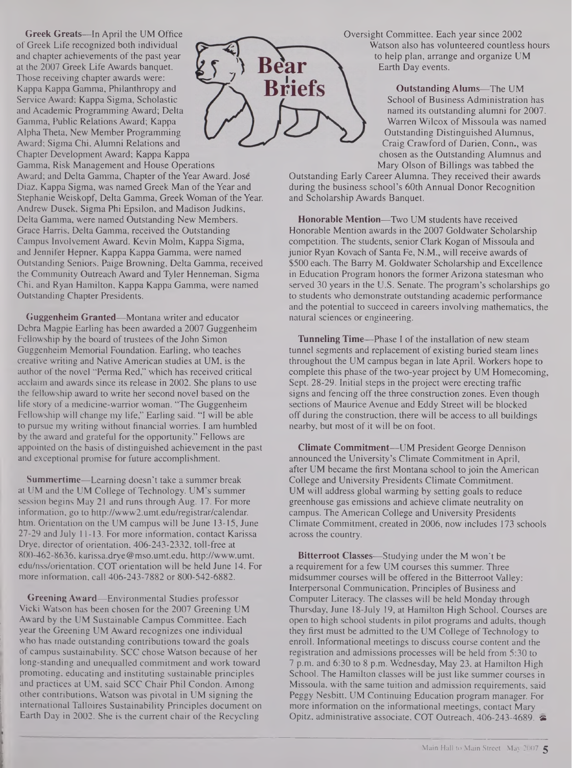# Bear Briefs

**Greek Greats**—In April the UM Office of Greek Life recognized both individual and chapter achievements of the past year at the 2007 Greek Life Awards banquet. Those receiving chapter awards were: Kappa Kappa Gamma, Philanthropy and Service Award; Kappa Sigma, Scholastic and Academic Programming Award; Delta Gamma, Public Relations Award; Kappa Alpha Theta, New Member Programming Award; Sigma Chi, Alumni Relations and Chapter Development Award; Kappa Kappa Gamma, Risk Management and House Operations Award; and Delta Gamma, Chapter of the Year Award. José Diaz, Kappa Sigma, was named Greek Man of the Year and Stephanie Weiskopf, Delta Gamma, Greek Woman of the Year. Andrew Dusek, Sigma Phi Epsilon, and Madison Judkins, Delta Gamma, were named Outstanding New Members. Grace Harris, Delta Gamma, received the Outstanding Campus Involvement Award. Kevin Molm, Kappa Sigma, and Jennifer Hepner, Kappa Kappa Gamma, were named Outstanding Seniors. Paige Browning, Delta Gamma, received the Community Outreach Award and Tyler Henneman, Sigma Chi, and Ryan Hamilton, Kappa Kappa Gamma, were named Outstanding Chapter Presidents.

**Guggenheim Granted**—Montana writer and educator Debra Magpie Earling has been awarded a 2007 Guggenheim Fellowship by the board of trustees of the John Simon Guggenheim Memorial Foundation. Earling, who teaches creative writing and Native American studies at UM, is the author of the novel "Perma Red," which has received critical acclaim and awards since its release in 2002. She plans to use the fellowship award to write her second novel based on the life story of a medicine-warrior woman. "The Guggenheim Fellowship will change my life," Earling said. "I will be able to pursue my writing without financial worries. I am humbled by the award and grateful for the opportunity." Fellows are appointed on the basis of distinguished achievement in the past and exceptional promise for future accomplishment.

**Summertime**—Learning doesn't take a summer break at UM and the UM College of Technology. UM's summer session begins May 21 and runs through Aug. 17. For more information, go to http://www2.umt.edu/registrar/calendar.htm. Orientation on the UM campus will be June 13-15, June 27-29 and July 11-13. For more information, contact Karissa Drye, director of orientation, 406-243-2332, toll-free at 800-462-8636, karissa.drye@mso.umt.edu, http://www.umt.edu/nss/orientation. COT orientation will be held June 14. For more information, call 406-243-7882 or 800-542-6882.

**Greening Award**—Environmental Studies professor Vicki Watson has been chosen for the 2007 Greening UM Award by the UM Sustainable Campus Committee. Each year the Greening UM Award recognizes one individual who has made outstanding contributions toward the goals of campus sustainability. SCC chose Watson because of her long-standing and unequalled commitment and work toward promoting, educating and instituting sustainable principles and practices at UM, said SCC Chair Phil Condon. Among other contributions, Watson was pivotal in UM signing the international Talloires Sustainability Principles document on Earth Day in 2002. She is the current chair of the Recycling Oversight Committee. Each year since 2002 Watson also has volunteered countless hours to help plan, arrange and organize UM Earth Day events.

**Outstanding Alums**—The UM School of Business Administration has named its outstanding alumni for 2007. Warren Wilcox of Missoula was named Outstanding Distinguished Alumnus, Craig Crawford of Darien, Conn., was chosen as the Outstanding Alumnus and Mary Olson of Billings was tabbed the Outstanding Early Career Alumna. They received their awards during the business school's 60th Annual Donor Recognition and Scholarship Awards Banquet.

**Honorable Mention**—Two UM students have received Honorable Mention awards in the 2007 Goldwater Scholarship competition. The students, senior Clark Kogan of Missoula and junior Ryan Kovach of Santa Fe, N.M., will receive awards of $500 each. The Barry M. Goldwater Scholarship and Excellence in Education Program honors the former Arizona statesman who served 30 years in the U.S. Senate. The program's scholarships go to students who demonstrate outstanding academic performance and the potential to succeed in careers involving mathematics, the natural sciences or engineering.

**Tunneling Time**—Phase I of the installation of new steam tunnel segments and replacement of existing buried steam lines throughout the UM campus began in late April. Workers hope to complete this phase of the two-year project by UM Homecoming, Sept. 28-29. Initial steps in the project were erecting traffic signs and fencing off the three construction zones. Even though sections of Maurice Avenue and Eddy Street will be blocked off during the construction, there will be access to all buildings nearby, but most of it will be on foot.

**Climate Commitment**—UM President George Dennison announced the University's Climate Commitment in April, after UM became the first Montana school to join the American College and University Presidents Climate Commitment. UM will address global warming by setting goals to reduce greenhouse gas emissions and achieve climate neutrality on campus. The American College and University Presidents Climate Commitment, created in 2006, now includes 173 schools across the country.

**Bitterroot Classes**—Studying under the M won't be a requirement for a few UM courses this summer. Three midsummer courses will be offered in the Bitterroot Valley: Interpersonal Communication, Principles of Business and Computer Literacy. The classes will be held Monday through Thursday, June 18-July 19, at Hamilton High School. Courses are open to high school students in pilot programs and adults, though they first must be admitted to the UM College of Technology to enroll. Informational meetings to discuss course content and the registration and admissions processes will be held from 5:30 to 7 p.m. and 6:30 to 8 p.m. Wednesday, May 23, at Hamilton High School. The Hamilton classes will be just like summer courses in Missoula, with the same tuition and admission requirements, said Peggy Nesbitt, UM Continuing Education program manager. For more information on the informational meetings, contact Mary Opitz, administrative associate, COT Outreach, 406-243-4689.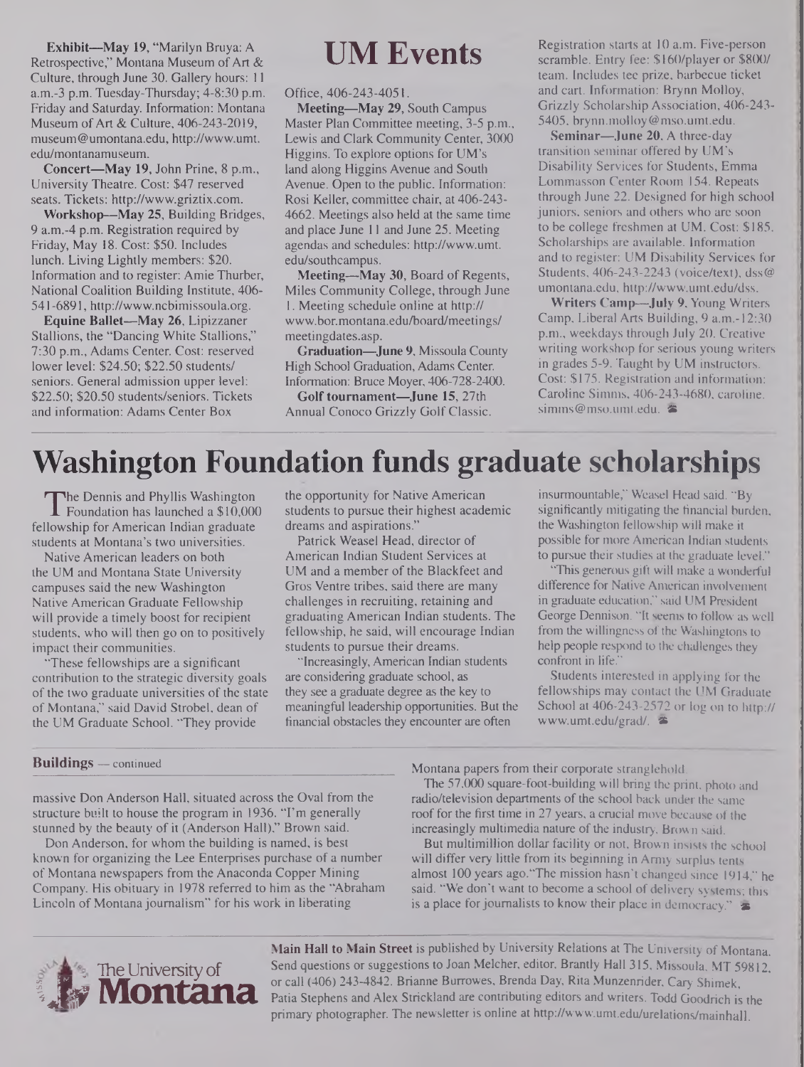# UM Events

**Exhibit—May 19,** "Marilyn Bruya: A Retrospective," Montana Museum of Art & Culture, through June 30. Gallery hours: 11 a.m.-3 p.m. Tuesday-Thursday; 4-8:30 p.m. Friday and Saturday. Information: Montana Museum of Art & Culture, 406-243-2019, museum@umontana.edu, http://www.umt.edu/montanamuseum.

**Concert—May 19,** John Prine, 8 p.m., University Theatre. Cost: $47 reserved seats. Tickets: http://www.griztix.com.

**Workshop—May 25,** Building Bridges, 9 a.m.-4 p.m. Registration required by Friday, May 18. Cost: $50. Includes lunch. Living Lightly members: $20. Information and to register: Amie Thurber, National Coalition Building Institute, 406-541-6891, http://www.ncbimissoula.org.

**Equine Ballet—May 26,** Lipizzaner Stallions, the "Dancing White Stallions," 7:30 p.m., Adams Center. Cost: reserved lower level: $24.50; $22.50 students/seniors. General admission upper level: $22.50; $20.50 students/seniors. Tickets and information: Adams Center Box Office, 406-243-4051.

**Meeting—May 29,** South Campus Master Plan Committee meeting, 3-5 p.m., Lewis and Clark Community Center, 3000 Higgins. To explore options for UM's land along Higgins Avenue and South Avenue. Open to the public. Information: Rosi Keller, committee chair, at 406-243-4662. Meetings also held at the same time and place June 11 and June 25. Meeting agendas and schedules: http://www.umt.edu/southcampus.

**Meeting—May 30,** Board of Regents, Miles Community College, through June 1. Meeting schedule online at http://www.bor.montana.edu/board/meetings/meetingdates.asp.

**Graduation—June 9,** Missoula County High School Graduation, Adams Center. Information: Bruce Moyer, 406-728-2400.

**Golf tournament—June 15,** 27th Annual Conoco Grizzly Golf Classic. Registration starts at 10 a.m. Five-person scramble. Entry fee: $160/player or $800/team. Includes tee prize, barbecue ticket and cart. Information: Brynn Molloy, Grizzly Scholarship Association, 406-243-5405, brynn.molloy@mso.umt.edu.

**Seminar—June 20.** A three-day transition seminar offered by UM's Disability Services for Students, Emma Lommasson Center Room 154. Repeats through June 22. Designed for high school juniors, seniors and others who are soon to be college freshmen at UM. Cost: $185. Scholarships are available. Information and to register: UM Disability Services for Students, 406-243-2243 (voice/text), dss@umontana.edu, http://www.umt.edu/dss.

**Writers Camp—July 9,** Young Writers Camp, Liberal Arts Building, 9 a.m.-12:30 p.m., weekdays through July 20. Creative writing workshop for serious young writers in grades 5-9. Taught by UM instructors. Cost: $175. Registration and information: Caroline Simms, 406-243-4680, caroline.simms@mso.umt.edu.

# Washington Foundation funds graduate scholarships

The Dennis and Phyllis Washington Foundation has launched a $10,000 fellowship for American Indian graduate students at Montana's two universities.

Native American leaders on both the UM and Montana State University campuses said the new Washington Native American Graduate Fellowship will provide a timely boost for recipient students, who will then go on to positively impact their communities.

"These fellowships are a significant contribution to the strategic diversity goals of the two graduate universities of the state of Montana," said David Strobel, dean of the UM Graduate School. "They provide the opportunity for Native American students to pursue their highest academic dreams and aspirations."

Patrick Weasel Head, director of American Indian Student Services at UM and a member of the Blackfeet and Gros Ventre tribes, said there are many challenges in recruiting, retaining and graduating American Indian students. The fellowship, he said, will encourage Indian students to pursue their dreams.

"Increasingly, American Indian students are considering graduate school, as they see a graduate degree as the key to meaningful leadership opportunities. But the financial obstacles they encounter are often insurmountable," Weasel Head said. "By significantly mitigating the financial burden, the Washington fellowship will make it possible for more American Indian students to pursue their studies at the graduate level."

"This generous gift will make a wonderful difference for Native American involvement in graduate education," said UM President George Dennison. "It seems to follow as well from the willingness of the Washingtons to help people respond to the challenges they confront in life."

Students interested in applying for the fellowships may contact the UM Graduate School at 406-243-2572 or log on to http://www.umt.edu/grad/.

**Buildings** — continued

massive Don Anderson Hall, situated across the Oval from the structure built to house the program in 1936. "I'm generally stunned by the beauty of it (Anderson Hall)," Brown said.

Don Anderson, for whom the building is named, is best known for organizing the Lee Enterprises purchase of a number of Montana newspapers from the Anaconda Copper Mining Company. His obituary in 1978 referred to him as the "Abraham Lincoln of Montana journalism" for his work in liberating Montana papers from their corporate stranglehold.

The 57,000 square-foot-building will bring the print, photo and radio/television departments of the school back under the same roof for the first time in 27 years, a crucial move because of the increasingly multimedia nature of the industry, Brown said.

But multimillion dollar facility or not, Brown insists the school will differ very little from its beginning in Army surplus tents almost 100 years ago. "The mission hasn't changed since 1914," he said. "We don't want to become a school of delivery systems; this is a place for journalists to know their place in democracy."

The University of Montana

**Main Hall to Main Street** is published by University Relations at The University of Montana. Send questions or suggestions to Joan Melcher, editor, Brantly Hall 315, Missoula, MT 59812, or call (406) 243-4842. Brianne Burrowes, Brenda Day, Rita Munzenrider, Cary Shimek, Patia Stephens and Alex Strickland are contributing editors and writers. Todd Goodrich is the primary photographer. The newsletter is online at http://www.umt.edu/urelations/mainhall.